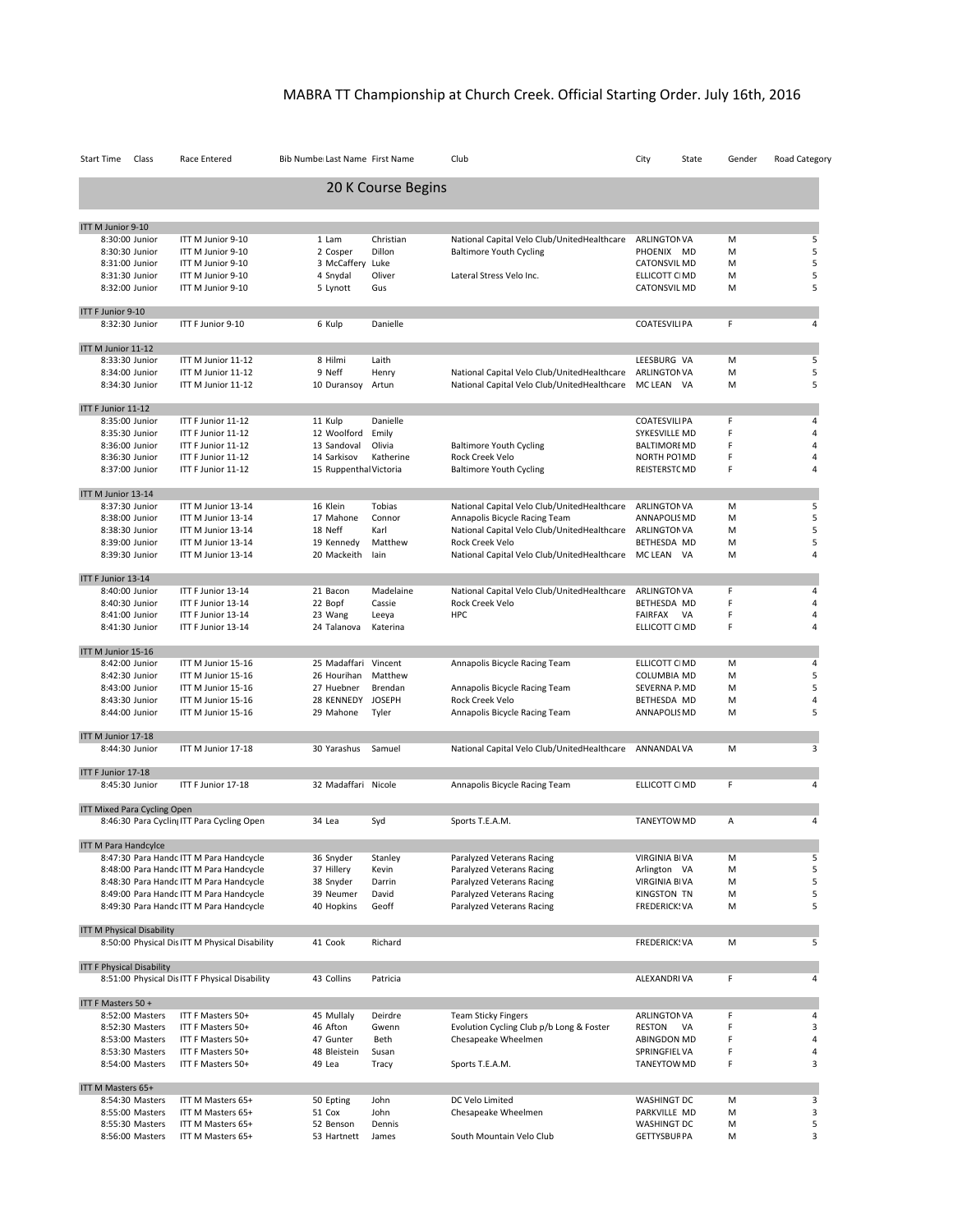# MABRA TT Championship at Church Creek. Official Starting Order. July 16th, 2016

| Start Time | Class | Race Entered | Bib Number | Last Name | First Name | Club | City | State | Gender | Road Category |
|---|---|---|---|---|---|---|---|---|---|---|
| **20 K Course Begins** | | | | | | | | | | |
| **ITT M Junior 9-10** | | | | | | | | | | |
| 8:30:00 | Junior | ITT M Junior 9-10 | 1 | Lam | Christian | National Capital Velo Club/UnitedHealthcare | ARLINGTON | VA | M | 5 |
| 8:30:30 | Junior | ITT M Junior 9-10 | 2 | Cosper | Dillon | Baltimore Youth Cycling | PHOENIX | MD | M | 5 |
| 8:31:00 | Junior | ITT M Junior 9-10 | 3 | McCaffery | Luke | | CATONSVIL | MD | M | 5 |
| 8:31:30 | Junior | ITT M Junior 9-10 | 4 | Snydal | Oliver | Lateral Stress Velo Inc. | ELLICOTT CI | MD | M | 5 |
| 8:32:00 | Junior | ITT M Junior 9-10 | 5 | Lynott | Gus | | CATONSVIL | MD | M | 5 |
| **ITT F Junior 9-10** | | | | | | | | | | |
| 8:32:30 | Junior | ITT F Junior 9-10 | 6 | Kulp | Danielle | | COATESVILI | PA | F | 4 |
| **ITT M Junior 11-12** | | | | | | | | | | |
| 8:33:30 | Junior | ITT M Junior 11-12 | 8 | Hilmi | Laith | | LEESBURG | VA | M | 5 |
| 8:34:00 | Junior | ITT M Junior 11-12 | 9 | Neff | Henry | National Capital Velo Club/UnitedHealthcare | ARLINGTON | VA | M | 5 |
| 8:34:30 | Junior | ITT M Junior 11-12 | 10 | Duransoy | Artun | National Capital Velo Club/UnitedHealthcare | MC LEAN | VA | M | 5 |
| **ITT F Junior 11-12** | | | | | | | | | | |
| 8:35:00 | Junior | ITT F Junior 11-12 | 11 | Kulp | Danielle | | COATESVILI | PA | F | 4 |
| 8:35:30 | Junior | ITT F Junior 11-12 | 12 | Woolford | Emily | | SYKESVILLE | MD | F | 4 |
| 8:36:00 | Junior | ITT F Junior 11-12 | 13 | Sandoval | Olivia | Baltimore Youth Cycling | BALTIMORE | MD | F | 4 |
| 8:36:30 | Junior | ITT F Junior 11-12 | 14 | Sarkisov | Katherine | Rock Creek Velo | NORTH POT | MD | F | 4 |
| 8:37:00 | Junior | ITT F Junior 11-12 | 15 | Ruppenthal | Victoria | Baltimore Youth Cycling | REISTERSTC | MD | F | 4 |
| **ITT M Junior 13-14** | | | | | | | | | | |
| 8:37:30 | Junior | ITT M Junior 13-14 | 16 | Klein | Tobias | National Capital Velo Club/UnitedHealthcare | ARLINGTON | VA | M | 5 |
| 8:38:00 | Junior | ITT M Junior 13-14 | 17 | Mahone | Connor | Annapolis Bicycle Racing Team | ANNAPOLIS | MD | M | 5 |
| 8:38:30 | Junior | ITT M Junior 13-14 | 18 | Neff | Karl | National Capital Velo Club/UnitedHealthcare | ARLINGTON | VA | M | 5 |
| 8:39:00 | Junior | ITT M Junior 13-14 | 19 | Kennedy | Matthew | Rock Creek Velo | BETHESDA | MD | M | 5 |
| 8:39:30 | Junior | ITT M Junior 13-14 | 20 | Mackeith | Iain | National Capital Velo Club/UnitedHealthcare | MC LEAN | VA | M | 4 |
| **ITT F Junior 13-14** | | | | | | | | | | |
| 8:40:00 | Junior | ITT F Junior 13-14 | 21 | Bacon | Madelaine | National Capital Velo Club/UnitedHealthcare | ARLINGTON | VA | F | 4 |
| 8:40:30 | Junior | ITT F Junior 13-14 | 22 | Bopf | Cassie | Rock Creek Velo | BETHESDA | MD | F | 4 |
| 8:41:00 | Junior | ITT F Junior 13-14 | 23 | Wang | Leeya | HPC | FAIRFAX | VA | F | 4 |
| 8:41:30 | Junior | ITT F Junior 13-14 | 24 | Talanova | Katerina | | ELLICOTT CI | MD | F | 4 |
| **ITT M Junior 15-16** | | | | | | | | | | |
| 8:42:00 | Junior | ITT M Junior 15-16 | 25 | Madaffari | Vincent | Annapolis Bicycle Racing Team | ELLICOTT CI | MD | M | 4 |
| 8:42:30 | Junior | ITT M Junior 15-16 | 26 | Hourihan | Matthew | | COLUMBIA | MD | M | 5 |
| 8:43:00 | Junior | ITT M Junior 15-16 | 27 | Huebner | Brendan | Annapolis Bicycle Racing Team | SEVERNA P. | MD | M | 5 |
| 8:43:30 | Junior | ITT M Junior 15-16 | 28 | KENNEDY | JOSEPH | Rock Creek Velo | BETHESDA | MD | M | 4 |
| 8:44:00 | Junior | ITT M Junior 15-16 | 29 | Mahone | Tyler | Annapolis Bicycle Racing Team | ANNAPOLIS | MD | M | 5 |
| **ITT M Junior 17-18** | | | | | | | | | | |
| 8:44:30 | Junior | ITT M Junior 17-18 | 30 | Yarashus | Samuel | National Capital Velo Club/UnitedHealthcare | ANNANDAL | VA | M | 3 |
| **ITT F Junior 17-18** | | | | | | | | | | |
| 8:45:30 | Junior | ITT F Junior 17-18 | 32 | Madaffari | Nicole | Annapolis Bicycle Racing Team | ELLICOTT CI | MD | F | 4 |
| **ITT Mixed Para Cycling Open** | | | | | | | | | | |
| 8:46:30 | Para Cycling | ITT Para Cycling Open | 34 | Lea | Syd | Sports T.E.A.M. | TANEYTOW | MD | A | 4 |
| **ITT M Para Handcylce** | | | | | | | | | | |
| 8:47:30 | Para Handc | ITT M Para Handcycle | 36 | Snyder | Stanley | Paralyzed Veterans Racing | VIRGINIA BI | VA | M | 5 |
| 8:48:00 | Para Handc | ITT M Para Handcycle | 37 | Hillery | Kevin | Paralyzed Veterans Racing | Arlington | VA | M | 5 |
| 8:48:30 | Para Handc | ITT M Para Handcycle | 38 | Snyder | Darrin | Paralyzed Veterans Racing | VIRGINIA BI | VA | M | 5 |
| 8:49:00 | Para Handc | ITT M Para Handcycle | 39 | Neumer | David | Paralyzed Veterans Racing | KINGSTON | TN | M | 5 |
| 8:49:30 | Para Handc | ITT M Para Handcycle | 40 | Hopkins | Geoff | Paralyzed Veterans Racing | FREDERICK | VA | M | 5 |
| **ITT M Physical Disability** | | | | | | | | | | |
| 8:50:00 | Physical Dis | ITT M Physical Disability | 41 | Cook | Richard | | FREDERICK | VA | M | 5 |
| **ITT F Physical Disability** | | | | | | | | | | |
| 8:51:00 | Physical Dis | ITT F Physical Disability | 43 | Collins | Patricia | | ALEXANDRI | VA | F | 4 |
| **ITT F Masters 50 +** | | | | | | | | | | |
| 8:52:00 | Masters | ITT F Masters 50+ | 45 | Mullaly | Deirdre | Team Sticky Fingers | ARLINGTON | VA | F | 4 |
| 8:52:30 | Masters | ITT F Masters 50+ | 46 | Afton | Gwenn | Evolution Cycling Club p/b Long & Foster | RESTON | VA | F | 3 |
| 8:53:00 | Masters | ITT F Masters 50+ | 47 | Gunter | Beth | Chesapeake Wheelmen | ABINGDON | MD | F | 4 |
| 8:53:30 | Masters | ITT F Masters 50+ | 48 | Bleistein | Susan | | SPRINGFIEL | VA | F | 4 |
| 8:54:00 | Masters | ITT F Masters 50+ | 49 | Lea | Tracy | Sports T.E.A.M. | TANEYTOW | MD | F | 3 |
| **ITT M Masters 65+** | | | | | | | | | | |
| 8:54:30 | Masters | ITT M Masters 65+ | 50 | Epting | John | DC Velo Limited | WASHINGT | DC | M | 3 |
| 8:55:00 | Masters | ITT M Masters 65+ | 51 | Cox | John | Chesapeake Wheelmen | PARKVILLE | MD | M | 3 |
| 8:55:30 | Masters | ITT M Masters 65+ | 52 | Benson | Dennis | | WASHINGT | DC | M | 5 |
| 8:56:00 | Masters | ITT M Masters 65+ | 53 | Hartnett | James | South Mountain Velo Club | GETTYSBUR | PA | M | 3 |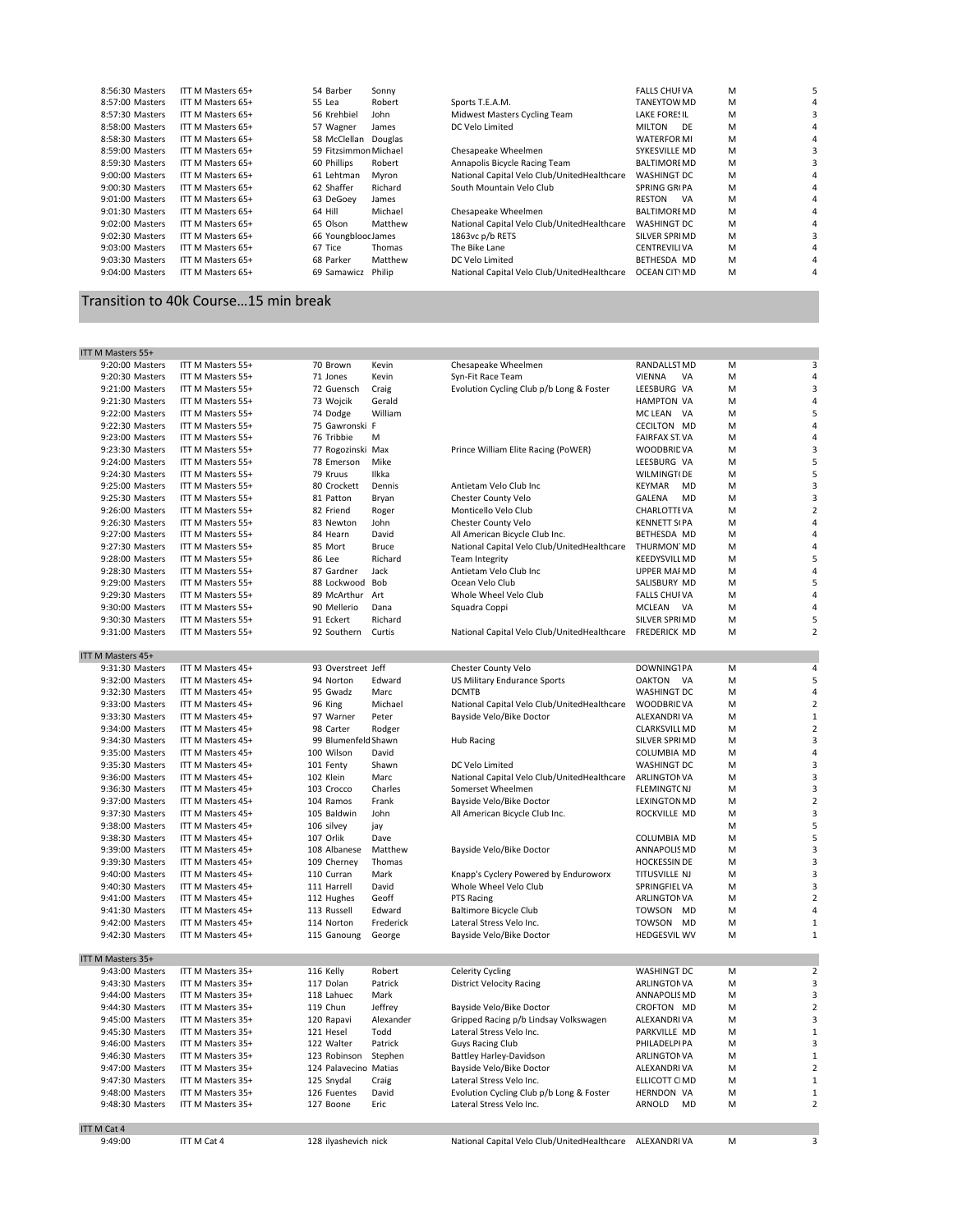| | | | | | | | | | |
|---|---|---|---|---|---|---|---|---|---|
| 8:56:30 Masters | ITT M Masters 65+ | 54 | Barber | Sonny | | FALLS CHUI VA | | M | 5 |
| 8:57:00 Masters | ITT M Masters 65+ | 55 | Lea | Robert | Sports T.E.A.M. | TANEYTOW MD | | M | 4 |
| 8:57:30 Masters | ITT M Masters 65+ | 56 | Krehbiel | John | Midwest Masters Cycling Team | LAKE FORES IL | | M | 3 |
| 8:58:00 Masters | ITT M Masters 65+ | 57 | Wagner | James | DC Velo Limited | MILTON | DE | M | 4 |
| 8:58:30 Masters | ITT M Masters 65+ | 58 | McClellan | Douglas | | WATERFOR MI | | M | 4 |
| 8:59:00 Masters | ITT M Masters 65+ | 59 | Fitzsimmon | Michael | Chesapeake Wheelmen | SYKESVILLE MD | | M | 3 |
| 8:59:30 Masters | ITT M Masters 65+ | 60 | Phillips | Robert | Annapolis Bicycle Racing Team | BALTIMORE MD | | M | 3 |
| 9:00:00 Masters | ITT M Masters 65+ | 61 | Lehtman | Myron | National Capital Velo Club/UnitedHealthcare | WASHINGT DC | | M | 4 |
| 9:00:30 Masters | ITT M Masters 65+ | 62 | Shaffer | Richard | South Mountain Velo Club | SPRING GR PA | | M | 4 |
| 9:01:00 Masters | ITT M Masters 65+ | 63 | DeGoey | James | | RESTON | VA | M | 4 |
| 9:01:30 Masters | ITT M Masters 65+ | 64 | Hill | Michael | Chesapeake Wheelmen | BALTIMORE MD | | M | 4 |
| 9:02:00 Masters | ITT M Masters 65+ | 65 | Olson | Matthew | National Capital Velo Club/UnitedHealthcare | WASHINGT DC | | M | 4 |
| 9:02:30 Masters | ITT M Masters 65+ | 66 | Youngblooc | James | 1863vc p/b RETS | SILVER SPRI MD | | M | 3 |
| 9:03:00 Masters | ITT M Masters 65+ | 67 | Tice | Thomas | The Bike Lane | CENTREVILI VA | | M | 4 |
| 9:03:30 Masters | ITT M Masters 65+ | 68 | Parker | Matthew | DC Velo Limited | BETHESDA | MD | M | 4 |
| 9:04:00 Masters | ITT M Masters 65+ | 69 | Samawicz | Philip | National Capital Velo Club/UnitedHealthcare | OCEAN CITY MD | | M | 4 |

## Transition to 40k Course…15 min break

**ITT M Masters 55+**

| | | | | | | | | | |
|---|---|---|---|---|---|---|---|---|---|
| 9:20:00 Masters | ITT M Masters 55+ | 70 | Brown | Kevin | Chesapeake Wheelmen | RANDALLST MD | | M | 3 |
| 9:20:30 Masters | ITT M Masters 55+ | 71 | Jones | Kevin | Syn-Fit Race Team | VIENNA | VA | M | 4 |
| 9:21:00 Masters | ITT M Masters 55+ | 72 | Guensch | Craig | Evolution Cycling Club p/b Long & Foster | LEESBURG | VA | M | 3 |
| 9:21:30 Masters | ITT M Masters 55+ | 73 | Wojcik | Gerald | | HAMPTON | VA | M | 4 |
| 9:22:00 Masters | ITT M Masters 55+ | 74 | Dodge | William | | MC LEAN | VA | M | 5 |
| 9:22:30 Masters | ITT M Masters 55+ | 75 | Gawronski | F | | CECILTON | MD | M | 4 |
| 9:23:00 Masters | ITT M Masters 55+ | 76 | Tribbie | M | | FAIRFAX ST. VA | | M | 4 |
| 9:23:30 Masters | ITT M Masters 55+ | 77 | Rogozinski | Max | Prince William Elite Racing (PoWER) | WOODBRID VA | | M | 3 |
| 9:24:00 Masters | ITT M Masters 55+ | 78 | Emerson | Mike | | LEESBURG | VA | M | 5 |
| 9:24:30 Masters | ITT M Masters 55+ | 79 | Kruus | Ilkka | | WILMINGT DE | | M | 5 |
| 9:25:00 Masters | ITT M Masters 55+ | 80 | Crockett | Dennis | Antietam Velo Club Inc | KEYMAR | MD | M | 3 |
| 9:25:30 Masters | ITT M Masters 55+ | 81 | Patton | Bryan | Chester County Velo | GALENA | MD | M | 3 |
| 9:26:00 Masters | ITT M Masters 55+ | 82 | Friend | Roger | Monticello Velo Club | CHARLOTTE VA | | M | 2 |
| 9:26:30 Masters | ITT M Masters 55+ | 83 | Newton | John | Chester County Velo | KENNETT S PA | | M | 4 |
| 9:27:00 Masters | ITT M Masters 55+ | 84 | Hearn | David | All American Bicycle Club Inc. | BETHESDA | MD | M | 4 |
| 9:27:30 Masters | ITT M Masters 55+ | 85 | Mort | Bruce | National Capital Velo Club/UnitedHealthcare | THURMON MD | | M | 4 |
| 9:28:00 Masters | ITT M Masters 55+ | 86 | Lee | Richard | Team Integrity | KEEDYSVILL MD | | M | 5 |
| 9:28:30 Masters | ITT M Masters 55+ | 87 | Gardner | Jack | Antietam Velo Club Inc | UPPER MAF MD | | M | 4 |
| 9:29:00 Masters | ITT M Masters 55+ | 88 | Lockwood | Bob | Ocean Velo Club | SALISBURY | MD | M | 5 |
| 9:29:30 Masters | ITT M Masters 55+ | 89 | McArthur | Art | Whole Wheel Velo Club | FALLS CHUI VA | | M | 4 |
| 9:30:00 Masters | ITT M Masters 55+ | 90 | Mellerio | Dana | Squadra Coppi | MCLEAN | VA | M | 4 |
| 9:30:30 Masters | ITT M Masters 55+ | 91 | Eckert | Richard | | SILVER SPRI MD | | M | 5 |
| 9:31:00 Masters | ITT M Masters 55+ | 92 | Southern | Curtis | National Capital Velo Club/UnitedHealthcare | FREDERICK | MD | M | 2 |

**ITT M Masters 45+**

| | | | | | | | | | |
|---|---|---|---|---|---|---|---|---|---|
| 9:31:30 Masters | ITT M Masters 45+ | 93 | Overstreet | Jeff | Chester County Velo | DOWNINGT PA | | M | 4 |
| 9:32:00 Masters | ITT M Masters 45+ | 94 | Norton | Edward | US Military Endurance Sports | OAKTON | VA | M | 5 |
| 9:32:30 Masters | ITT M Masters 45+ | 95 | Gwadz | Marc | DCMTB | WASHINGT DC | | M | 4 |
| 9:33:00 Masters | ITT M Masters 45+ | 96 | King | Michael | National Capital Velo Club/UnitedHealthcare | WOODBRID VA | | M | 2 |
| 9:33:30 Masters | ITT M Masters 45+ | 97 | Warner | Peter | Bayside Velo/Bike Doctor | ALEXANDRI VA | | M | 1 |
| 9:34:00 Masters | ITT M Masters 45+ | 98 | Carter | Rodger | | CLARKSVILL MD | | M | 2 |
| 9:34:30 Masters | ITT M Masters 45+ | 99 | Blumenfeld | Shawn | Hub Racing | SILVER SPRI MD | | M | 3 |
| 9:35:00 Masters | ITT M Masters 45+ | 100 | Wilson | David | | COLUMBIA | MD | M | 4 |
| 9:35:30 Masters | ITT M Masters 45+ | 101 | Fenty | Shawn | DC Velo Limited | WASHINGT DC | | M | 3 |
| 9:36:00 Masters | ITT M Masters 45+ | 102 | Klein | Marc | National Capital Velo Club/UnitedHealthcare | ARLINGTON VA | | M | 3 |
| 9:36:30 Masters | ITT M Masters 45+ | 103 | Crocco | Charles | Somerset Wheelmen | FLEMINGTC NJ | | M | 3 |
| 9:37:00 Masters | ITT M Masters 45+ | 104 | Ramos | Frank | Bayside Velo/Bike Doctor | LEXINGTON MD | | M | 2 |
| 9:37:30 Masters | ITT M Masters 45+ | 105 | Baldwin | John | All American Bicycle Club Inc. | ROCKVILLE | MD | M | 3 |
| 9:38:00 Masters | ITT M Masters 45+ | 106 | silvey | jay | | | | M | 5 |
| 9:38:30 Masters | ITT M Masters 45+ | 107 | Orlik | Dave | | COLUMBIA | MD | M | 5 |
| 9:39:00 Masters | ITT M Masters 45+ | 108 | Albanese | Matthew | Bayside Velo/Bike Doctor | ANNAPOLIS MD | | M | 3 |
| 9:39:30 Masters | ITT M Masters 45+ | 109 | Cherney | Thomas | | HOCKESSIN DE | | M | 3 |
| 9:40:00 Masters | ITT M Masters 45+ | 110 | Curran | Mark | Knapp's Cyclery Powered by Enduroworx | TITUSVILLE | NJ | M | 3 |
| 9:40:30 Masters | ITT M Masters 45+ | 111 | Harrell | David | Whole Wheel Velo Club | SPRINGFIEL VA | | M | 3 |
| 9:41:00 Masters | ITT M Masters 45+ | 112 | Hughes | Geoff | PTS Racing | ARLINGTON VA | | M | 2 |
| 9:41:30 Masters | ITT M Masters 45+ | 113 | Russell | Edward | Baltimore Bicycle Club | TOWSON | MD | M | 4 |
| 9:42:00 Masters | ITT M Masters 45+ | 114 | Norton | Frederick | Lateral Stress Velo Inc. | TOWSON | MD | M | 1 |
| 9:42:30 Masters | ITT M Masters 45+ | 115 | Ganoung | George | Bayside Velo/Bike Doctor | HEDGESVIL WV | | M | 1 |

**ITT M Masters 35+**

| | | | | | | | | | |
|---|---|---|---|---|---|---|---|---|---|
| 9:43:00 Masters | ITT M Masters 35+ | 116 | Kelly | Robert | Celerity Cycling | WASHINGT DC | | M | 2 |
| 9:43:30 Masters | ITT M Masters 35+ | 117 | Dolan | Patrick | District Velocity Racing | ARLINGTON VA | | M | 3 |
| 9:44:00 Masters | ITT M Masters 35+ | 118 | Lahuec | Mark | | ANNAPOLIS MD | | M | 3 |
| 9:44:30 Masters | ITT M Masters 35+ | 119 | Chun | Jeffrey | Bayside Velo/Bike Doctor | CROFTON | MD | M | 2 |
| 9:45:00 Masters | ITT M Masters 35+ | 120 | Rapavi | Alexander | Gripped Racing p/b Lindsay Volkswagen | ALEXANDRI VA | | M | 3 |
| 9:45:30 Masters | ITT M Masters 35+ | 121 | Hesel | Todd | Lateral Stress Velo Inc. | PARKVILLE | MD | M | 1 |
| 9:46:00 Masters | ITT M Masters 35+ | 122 | Walter | Patrick | Guys Racing Club | PHILADELPI PA | | M | 3 |
| 9:46:30 Masters | ITT M Masters 35+ | 123 | Robinson | Stephen | Battley Harley-Davidson | ARLINGTON VA | | M | 1 |
| 9:47:00 Masters | ITT M Masters 35+ | 124 | Palavecino | Matias | Bayside Velo/Bike Doctor | ALEXANDRI VA | | M | 2 |
| 9:47:30 Masters | ITT M Masters 35+ | 125 | Snydal | Craig | Lateral Stress Velo Inc. | ELLICOTT CI MD | | M | 1 |
| 9:48:00 Masters | ITT M Masters 35+ | 126 | Fuentes | David | Evolution Cycling Club p/b Long & Foster | HERNDON | VA | M | 1 |
| 9:48:30 Masters | ITT M Masters 35+ | 127 | Boone | Eric | Lateral Stress Velo Inc. | ARNOLD | MD | M | 2 |

**ITT M Cat 4**

| | | | | | | | | | |
|---|---|---|---|---|---|---|---|---|---|
| 9:49:00 | ITT M Cat 4 | 128 | ilyashevich | nick | National Capital Velo Club/UnitedHealthcare | ALEXANDRI VA | | M | 3 |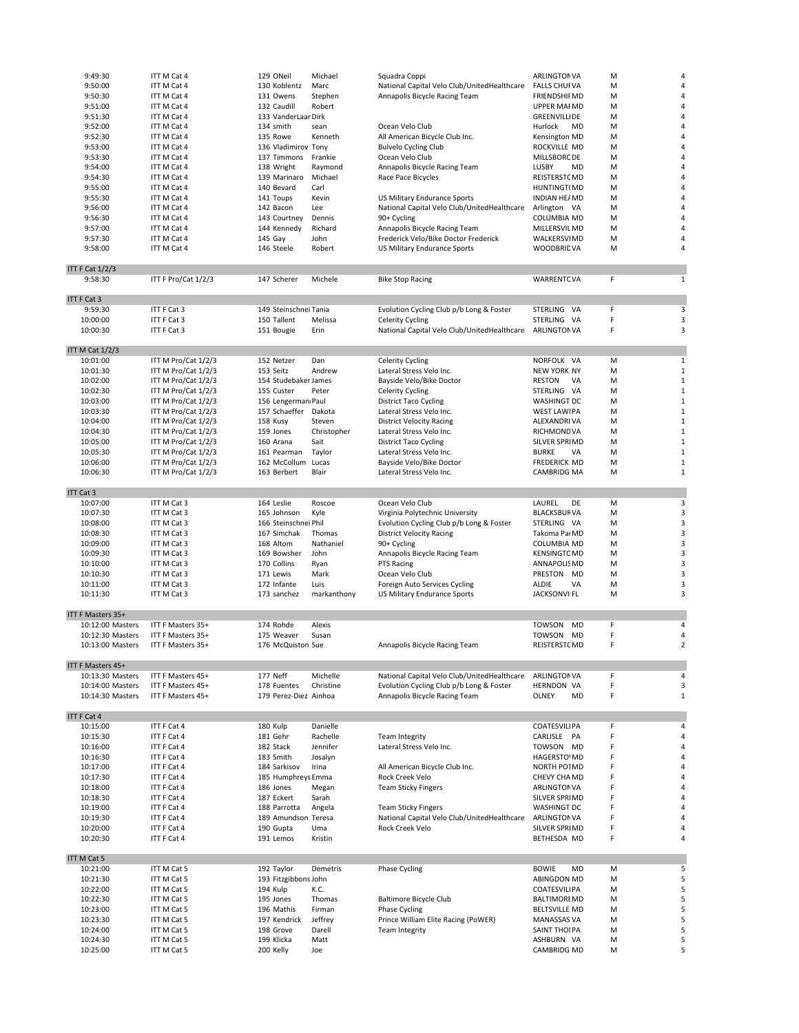| | | | | | | | | |
|---|---|---|---|---|---|---|---|---|
| 9:49:30 | ITT M Cat 4 | 129 | ONeil | Michael | Squadra Coppi | ARLINGTON VA | M | 4 |
| 9:50:00 | ITT M Cat 4 | 130 | Koblentz | Marc | National Capital Velo Club/UnitedHealthcare | FALLS CHUF VA | M | 4 |
| 9:50:30 | ITT M Cat 4 | 131 | Owens | Stephen | Annapolis Bicycle Racing Team | FRIENDSHIF MD | M | 4 |
| 9:51:00 | ITT M Cat 4 | 132 | Caudill | Robert | | UPPER MAF MD | M | 4 |
| 9:51:30 | ITT M Cat 4 | 133 | VanderLaar | Dirk | | GREENVILLI DE | M | 4 |
| 9:52:00 | ITT M Cat 4 | 134 | smith | sean | Ocean Velo Club | Hurlock MD | M | 4 |
| 9:52:30 | ITT M Cat 4 | 135 | Rowe | Kenneth | All American Bicycle Club Inc. | Kensington MD | M | 4 |
| 9:53:00 | ITT M Cat 4 | 136 | Vladimirov | Tony | Bulvelo Cycling Club | ROCKVILLE MD | M | 4 |
| 9:53:30 | ITT M Cat 4 | 137 | Timmons | Frankie | Ocean Velo Club | MILLSBORC DE | M | 4 |
| 9:54:00 | ITT M Cat 4 | 138 | Wright | Raymond | Annapolis Bicycle Racing Team | LUSBY MD | M | 4 |
| 9:54:30 | ITT M Cat 4 | 139 | Marinaro | Michael | Race Pace Bicycles | REISTERSTC MD | M | 4 |
| 9:55:00 | ITT M Cat 4 | 140 | Bevard | Carl | | HUNTINGT( MD | M | 4 |
| 9:55:30 | ITT M Cat 4 | 141 | Toups | Kevin | US Military Endurance Sports | INDIAN HE/ MD | M | 4 |
| 9:56:00 | ITT M Cat 4 | 142 | Bacon | Lee | National Capital Velo Club/UnitedHealthcare | Arlington VA | M | 4 |
| 9:56:30 | ITT M Cat 4 | 143 | Courtney | Dennis | 90+ Cycling | COLUMBIA MD | M | 4 |
| 9:57:00 | ITT M Cat 4 | 144 | Kennedy | Richard | Annapolis Bicycle Racing Team | MILLERSVIL MD | M | 4 |
| 9:57:30 | ITT M Cat 4 | 145 | Gay | John | Frederick Velo/Bike Doctor Frederick | WALKERSVI MD | M | 4 |
| 9:58:00 | ITT M Cat 4 | 146 | Steele | Robert | US Military Endurance Sports | WOODBRIC VA | M | 4 |
| **ITT F Cat 1/2/3** | | | | | | | | |
| 9:58:30 | ITT F Pro/Cat 1/2/3 | 147 | Scherer | Michele | Bike Stop Racing | WARRENTC VA | F | 1 |
| **ITT F Cat 3** | | | | | | | | |
| 9:59:30 | ITT F Cat 3 | 149 | Steinschnei | Tania | Evolution Cycling Club p/b Long & Foster | STERLING VA | F | 3 |
| 10:00:00 | ITT F Cat 3 | 150 | Tallent | Melissa | Celerity Cycling | STERLING VA | F | 3 |
| 10:00:30 | ITT F Cat 3 | 151 | Bougie | Erin | National Capital Velo Club/UnitedHealthcare | ARLINGTON VA | F | 3 |
| **ITT M Cat 1/2/3** | | | | | | | | |
| 10:01:00 | ITT M Pro/Cat 1/2/3 | 152 | Netzer | Dan | Celerity Cycling | NORFOLK VA | M | 1 |
| 10:01:30 | ITT M Pro/Cat 1/2/3 | 153 | Seitz | Andrew | Lateral Stress Velo Inc. | NEW YORK NY | M | 1 |
| 10:02:00 | ITT M Pro/Cat 1/2/3 | 154 | Studebaker | James | Bayside Velo/Bike Doctor | RESTON VA | M | 1 |
| 10:02:30 | ITT M Pro/Cat 1/2/3 | 155 | Custer | Peter | Celerity Cycling | STERLING VA | M | 1 |
| 10:03:00 | ITT M Pro/Cat 1/2/3 | 156 | Lengerman | Paul | District Taco Cycling | WASHINGT DC | M | 1 |
| 10:03:30 | ITT M Pro/Cat 1/2/3 | 157 | Schaeffer | Dakota | Lateral Stress Velo Inc. | WEST LAWI PA | M | 1 |
| 10:04:00 | ITT M Pro/Cat 1/2/3 | 158 | Kusy | Steven | District Velocity Racing | ALEXANDRI VA | M | 1 |
| 10:04:30 | ITT M Pro/Cat 1/2/3 | 159 | Jones | Christopher | Lateral Stress Velo Inc. | RICHMOND VA | M | 1 |
| 10:05:00 | ITT M Pro/Cat 1/2/3 | 160 | Arana | Sait | District Taco Cycling | SILVER SPRI MD | M | 1 |
| 10:05:30 | ITT M Pro/Cat 1/2/3 | 161 | Pearman | Taylor | Lateral Stress Velo Inc. | BURKE VA | M | 1 |
| 10:06:00 | ITT M Pro/Cat 1/2/3 | 162 | McCollum | Lucas | Bayside Velo/Bike Doctor | FREDERICK MD | M | 1 |
| 10:06:30 | ITT M Pro/Cat 1/2/3 | 163 | Berbert | Blair | Lateral Stress Velo Inc. | CAMBRIDG MA | M | 1 |
| **ITT Cat 3** | | | | | | | | |
| 10:07:00 | ITT M Cat 3 | 164 | Leslie | Roscoe | Ocean Velo Club | LAUREL DE | M | 3 |
| 10:07:30 | ITT M Cat 3 | 165 | Johnson | Kyle | Virginia Polytechnic University | BLACKSBUR VA | M | 3 |
| 10:08:00 | ITT M Cat 3 | 166 | Steinschnei | Phil | Evolution Cycling Club p/b Long & Foster | STERLING VA | M | 3 |
| 10:08:30 | ITT M Cat 3 | 167 | Simchak | Thomas | District Velocity Racing | Takoma Pa MD | M | 3 |
| 10:09:00 | ITT M Cat 3 | 168 | Altom | Nathaniel | 90+ Cycling | COLUMBIA MD | M | 3 |
| 10:09:30 | ITT M Cat 3 | 169 | Bowsher | John | Annapolis Bicycle Racing Team | KENSINGTC MD | M | 3 |
| 10:10:00 | ITT M Cat 3 | 170 | Collins | Ryan | PTS Racing | ANNAPOLIS MD | M | 3 |
| 10:10:30 | ITT M Cat 3 | 171 | Lewis | Mark | Ocean Velo Club | PRESTON MD | M | 3 |
| 10:11:00 | ITT M Cat 3 | 172 | Infante | Luis | Foreign Auto Services Cycling | ALDIE VA | M | 3 |
| 10:11:30 | ITT M Cat 3 | 173 | sanchez | markanthony | US Military Endurance Sports | JACKSONVI FL | M | 3 |
| **ITT F Masters 35+** | | | | | | | | |
| 10:12:00 Masters | ITT F Masters 35+ | 174 | Rohde | Alexis | | TOWSON MD | F | 4 |
| 10:12:30 Masters | ITT F Masters 35+ | 175 | Weaver | Susan | | TOWSON MD | F | 4 |
| 10:13:00 Masters | ITT F Masters 35+ | 176 | McQuiston | Sue | Annapolis Bicycle Racing Team | REISTERSTC MD | F | 2 |
| **ITT F Masters 45+** | | | | | | | | |
| 10:13:30 Masters | ITT F Masters 45+ | 177 | Neff | Michelle | National Capital Velo Club/UnitedHealthcare | ARLINGTON VA | F | 4 |
| 10:14:00 Masters | ITT F Masters 45+ | 178 | Fuentes | Christine | Evolution Cycling Club p/b Long & Foster | HERNDON VA | F | 3 |
| 10:14:30 Masters | ITT F Masters 45+ | 179 | Perez-Diez | Ainhoa | Annapolis Bicycle Racing Team | OLNEY MD | F | 1 |
| **ITT F Cat 4** | | | | | | | | |
| 10:15:00 | ITT F Cat 4 | 180 | Kulp | Danielle | | COATESVILI PA | F | 4 |
| 10:15:30 | ITT F Cat 4 | 181 | Gehr | Rachelle | Team Integrity | CARLISLE PA | F | 4 |
| 10:16:00 | ITT F Cat 4 | 182 | Stack | Jennifer | Lateral Stress Velo Inc. | TOWSON MD | F | 4 |
| 10:16:30 | ITT F Cat 4 | 183 | Smith | Josalyn | | HAGERSTO MD | F | 4 |
| 10:17:00 | ITT F Cat 4 | 184 | Sarkisov | Irina | All American Bicycle Club Inc. | NORTH POT MD | F | 4 |
| 10:17:30 | ITT F Cat 4 | 185 | Humphreys | Emma | Rock Creek Velo | CHEVY CHA MD | F | 4 |
| 10:18:00 | ITT F Cat 4 | 186 | Jones | Megan | Team Sticky Fingers | ARLINGTON VA | F | 4 |
| 10:18:30 | ITT F Cat 4 | 187 | Eckert | Sarah | | SILVER SPRI MD | F | 4 |
| 10:19:00 | ITT F Cat 4 | 188 | Parrotta | Angela | Team Sticky Fingers | WASHINGT DC | F | 4 |
| 10:19:30 | ITT F Cat 4 | 189 | Amundson | Teresa | National Capital Velo Club/UnitedHealthcare | ARLINGTON VA | F | 4 |
| 10:20:00 | ITT F Cat 4 | 190 | Gupta | Uma | Rock Creek Velo | SILVER SPRI MD | F | 4 |
| 10:20:30 | ITT F Cat 4 | 191 | Lemos | Kristin | | BETHESDA MD | F | 4 |
| **ITT M Cat 5** | | | | | | | | |
| 10:21:00 | ITT M Cat 5 | 192 | Taylor | Demetris | Phase Cycling | BOWIE MD | M | 5 |
| 10:21:30 | ITT M Cat 5 | 193 | Fitzgibbons | John | | ABINGDON MD | M | 5 |
| 10:22:00 | ITT M Cat 5 | 194 | Kulp | K.C. | | COATESVILI PA | M | 5 |
| 10:22:30 | ITT M Cat 5 | 195 | Jones | Thomas | Baltimore Bicycle Club | BALTIMORE MD | M | 5 |
| 10:23:00 | ITT M Cat 5 | 196 | Mathis | Firman | Phase Cycling | BELTSVILLE MD | M | 5 |
| 10:23:30 | ITT M Cat 5 | 197 | Kendrick | Jeffrey | Prince William Elite Racing (PoWER) | MANASSAS VA | M | 5 |
| 10:24:00 | ITT M Cat 5 | 198 | Grove | Darell | Team Integrity | SAINT THOI PA | M | 5 |
| 10:24:30 | ITT M Cat 5 | 199 | Klicka | Matt | | ASHBURN VA | M | 5 |
| 10:25:00 | ITT M Cat 5 | 200 | Kelly | Joe | | CAMBRIDG MD | M | 5 |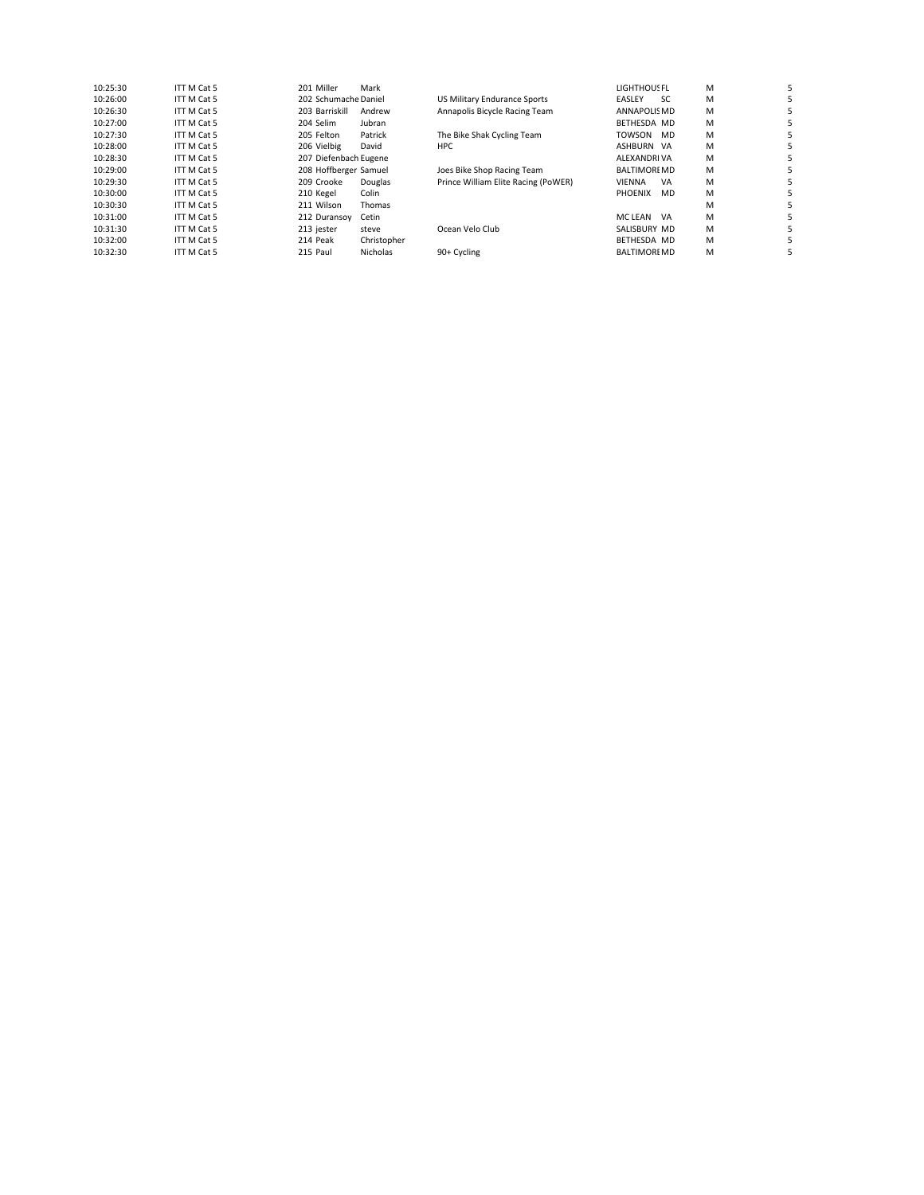| | | | | | | | | | |
|---|---|---|---|---|---|---|---|---|---|
| 10:25:30 | ITT M Cat 5 | 201 | Miller | Mark | | LIGHTHOUS | FL | M | 5 |
| 10:26:00 | ITT M Cat 5 | 202 | Schumache | Daniel | US Military Endurance Sports | EASLEY | SC | M | 5 |
| 10:26:30 | ITT M Cat 5 | 203 | Barriskill | Andrew | Annapolis Bicycle Racing Team | ANNAPOLIS | MD | M | 5 |
| 10:27:00 | ITT M Cat 5 | 204 | Selim | Jubran | | BETHESDA | MD | M | 5 |
| 10:27:30 | ITT M Cat 5 | 205 | Felton | Patrick | The Bike Shak Cycling Team | TOWSON | MD | M | 5 |
| 10:28:00 | ITT M Cat 5 | 206 | Vielbig | David | HPC | ASHBURN | VA | M | 5 |
| 10:28:30 | ITT M Cat 5 | 207 | Diefenbach | Eugene | | ALEXANDRI | VA | M | 5 |
| 10:29:00 | ITT M Cat 5 | 208 | Hoffberger | Samuel | Joes Bike Shop Racing Team | BALTIMORE | MD | M | 5 |
| 10:29:30 | ITT M Cat 5 | 209 | Crooke | Douglas | Prince William Elite Racing (PoWER) | VIENNA | VA | M | 5 |
| 10:30:00 | ITT M Cat 5 | 210 | Kegel | Colin | | PHOENIX | MD | M | 5 |
| 10:30:30 | ITT M Cat 5 | 211 | Wilson | Thomas | | | | M | 5 |
| 10:31:00 | ITT M Cat 5 | 212 | Duransoy | Cetin | | MC LEAN | VA | M | 5 |
| 10:31:30 | ITT M Cat 5 | 213 | jester | steve | Ocean Velo Club | SALISBURY | MD | M | 5 |
| 10:32:00 | ITT M Cat 5 | 214 | Peak | Christopher | | BETHESDA | MD | M | 5 |
| 10:32:30 | ITT M Cat 5 | 215 | Paul | Nicholas | 90+ Cycling | BALTIMORE | MD | M | 5 |